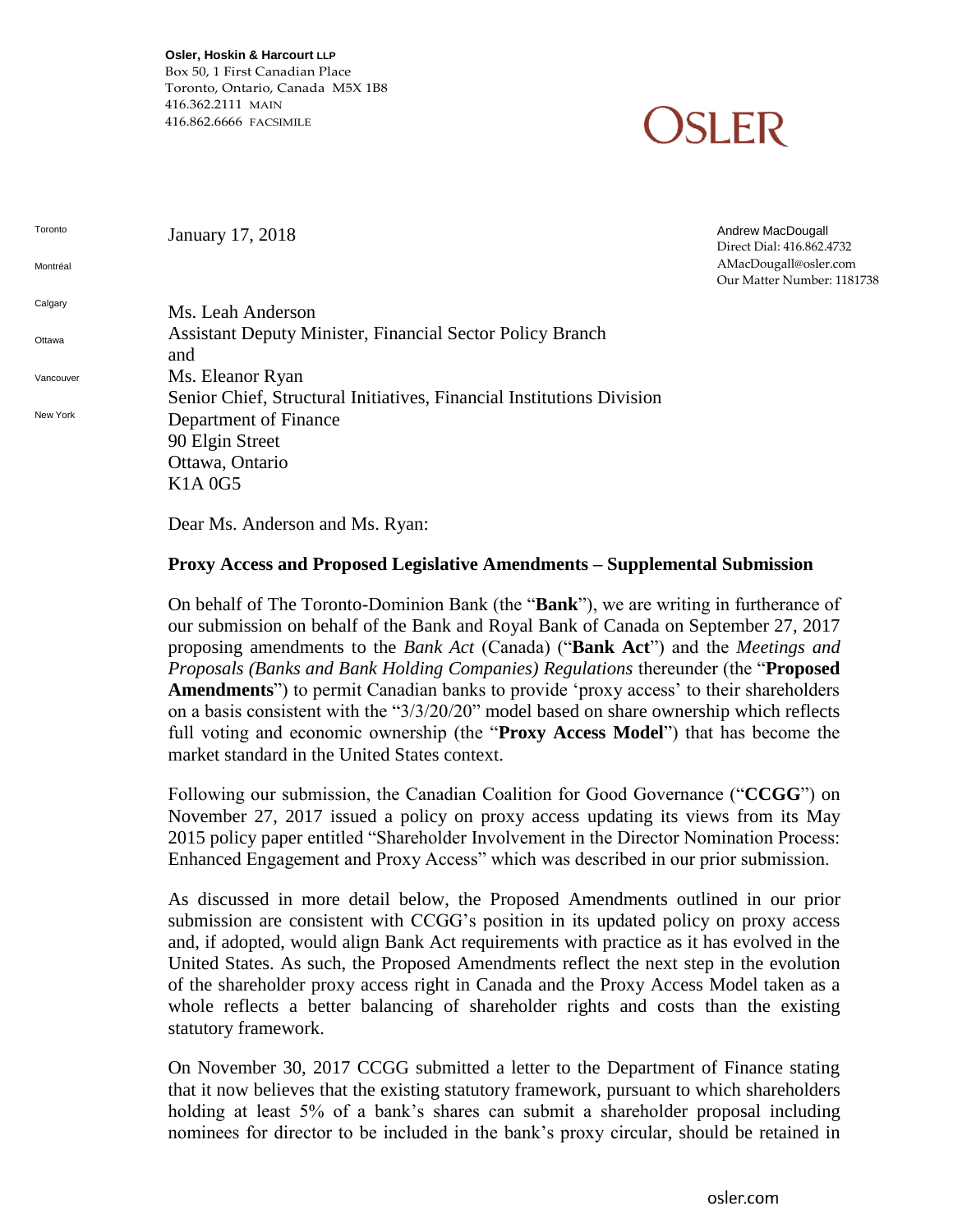**Osler, Hoskin & Harcourt LLP**
Box 50, 1 First Canadian Place
Toronto, Ontario, Canada M5X 1B8
416.362.2111 MAIN
416.862.6666 FACSIMILE

OSLER

Toronto

Montréal

Calgary

Ottawa

Vancouver

New York

January 17, 2018

Andrew MacDougall
Direct Dial: 416.862.4732
AMacDougall@osler.com
Our Matter Number: 1181738

Ms. Leah Anderson
Assistant Deputy Minister, Financial Sector Policy Branch
and
Ms. Eleanor Ryan
Senior Chief, Structural Initiatives, Financial Institutions Division
Department of Finance
90 Elgin Street
Ottawa, Ontario
K1A 0G5

Dear Ms. Anderson and Ms. Ryan:

**Proxy Access and Proposed Legislative Amendments – Supplemental Submission**

On behalf of The Toronto-Dominion Bank (the "**Bank**"), we are writing in furtherance of our submission on behalf of the Bank and Royal Bank of Canada on September 27, 2017 proposing amendments to the *Bank Act* (Canada) ("**Bank Act**") and the *Meetings and Proposals (Banks and Bank Holding Companies) Regulations* thereunder (the "**Proposed Amendments**") to permit Canadian banks to provide 'proxy access' to their shareholders on a basis consistent with the "3/3/20/20" model based on share ownership which reflects full voting and economic ownership (the "**Proxy Access Model**") that has become the market standard in the United States context.

Following our submission, the Canadian Coalition for Good Governance ("**CCGG**") on November 27, 2017 issued a policy on proxy access updating its views from its May 2015 policy paper entitled "Shareholder Involvement in the Director Nomination Process: Enhanced Engagement and Proxy Access" which was described in our prior submission.

As discussed in more detail below, the Proposed Amendments outlined in our prior submission are consistent with CCGG's position in its updated policy on proxy access and, if adopted, would align Bank Act requirements with practice as it has evolved in the United States. As such, the Proposed Amendments reflect the next step in the evolution of the shareholder proxy access right in Canada and the Proxy Access Model taken as a whole reflects a better balancing of shareholder rights and costs than the existing statutory framework.

On November 30, 2017 CCGG submitted a letter to the Department of Finance stating that it now believes that the existing statutory framework, pursuant to which shareholders holding at least 5% of a bank's shares can submit a shareholder proposal including nominees for director to be included in the bank's proxy circular, should be retained in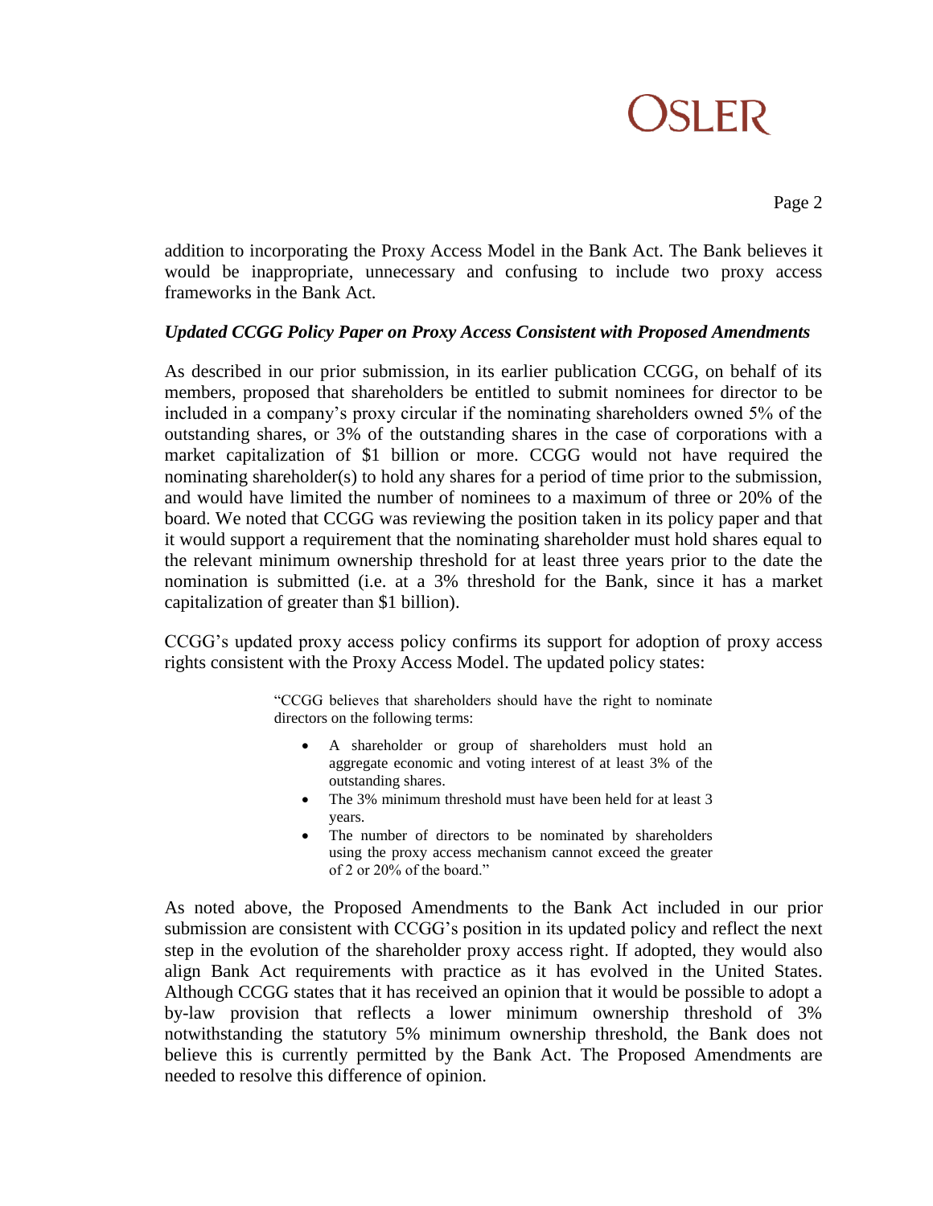addition to incorporating the Proxy Access Model in the Bank Act. The Bank believes it would be inappropriate, unnecessary and confusing to include two proxy access frameworks in the Bank Act.

***Updated CCGG Policy Paper on Proxy Access Consistent with Proposed Amendments***

As described in our prior submission, in its earlier publication CCGG, on behalf of its members, proposed that shareholders be entitled to submit nominees for director to be included in a company's proxy circular if the nominating shareholders owned 5% of the outstanding shares, or 3% of the outstanding shares in the case of corporations with a market capitalization of $1 billion or more. CCGG would not have required the nominating shareholder(s) to hold any shares for a period of time prior to the submission, and would have limited the number of nominees to a maximum of three or 20% of the board. We noted that CCGG was reviewing the position taken in its policy paper and that it would support a requirement that the nominating shareholder must hold shares equal to the relevant minimum ownership threshold for at least three years prior to the date the nomination is submitted (i.e. at a 3% threshold for the Bank, since it has a market capitalization of greater than $1 billion).

CCGG's updated proxy access policy confirms its support for adoption of proxy access rights consistent with the Proxy Access Model. The updated policy states:

> "CCGG believes that shareholders should have the right to nominate directors on the following terms:
>
> - A shareholder or group of shareholders must hold an aggregate economic and voting interest of at least 3% of the outstanding shares.
> - The 3% minimum threshold must have been held for at least 3 years.
> - The number of directors to be nominated by shareholders using the proxy access mechanism cannot exceed the greater of 2 or 20% of the board."

As noted above, the Proposed Amendments to the Bank Act included in our prior submission are consistent with CCGG's position in its updated policy and reflect the next step in the evolution of the shareholder proxy access right. If adopted, they would also align Bank Act requirements with practice as it has evolved in the United States. Although CCGG states that it has received an opinion that it would be possible to adopt a by-law provision that reflects a lower minimum ownership threshold of 3% notwithstanding the statutory 5% minimum ownership threshold, the Bank does not believe this is currently permitted by the Bank Act. The Proposed Amendments are needed to resolve this difference of opinion.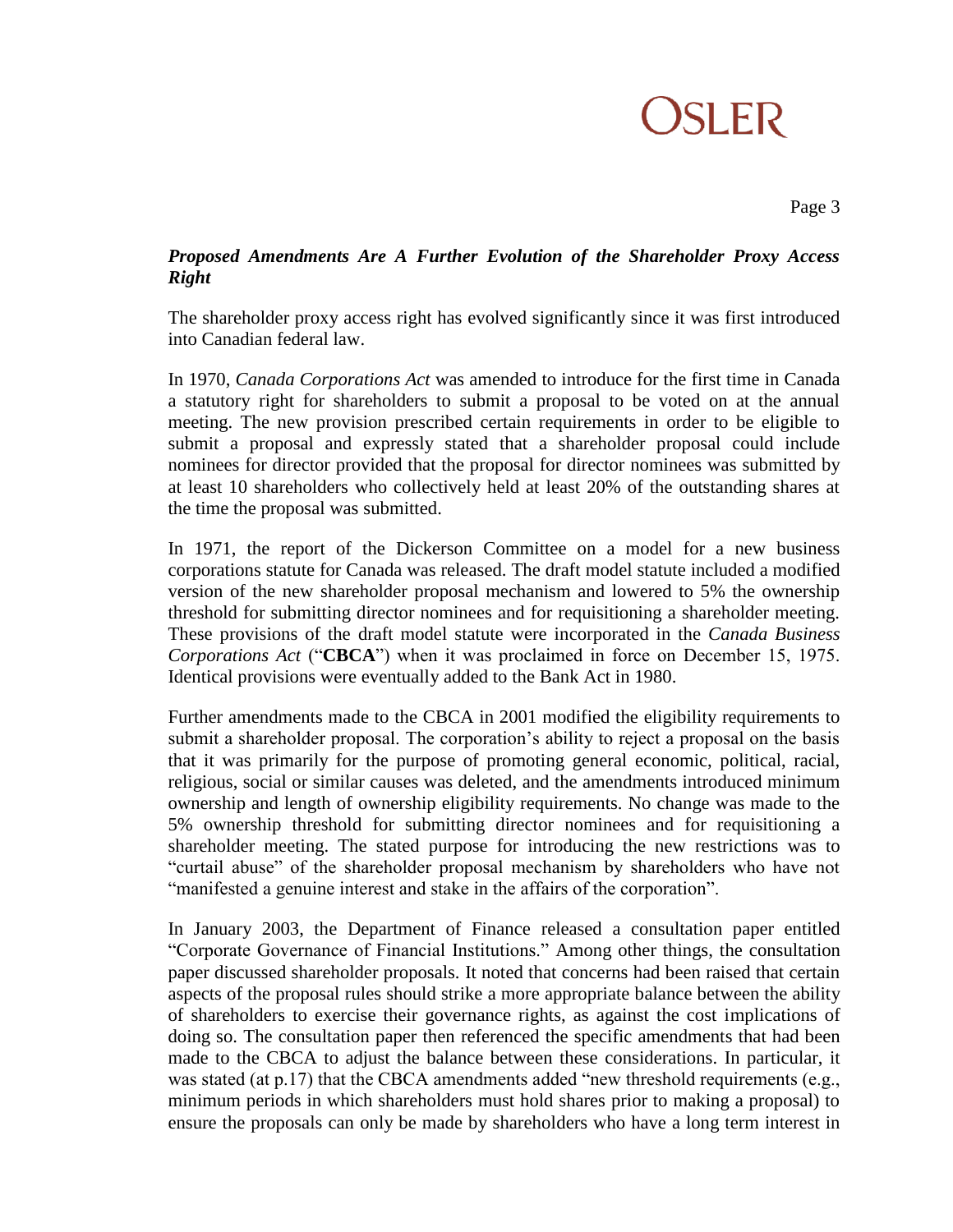***Proposed Amendments Are A Further Evolution of the Shareholder Proxy Access Right***

The shareholder proxy access right has evolved significantly since it was first introduced into Canadian federal law.

In 1970, *Canada Corporations Act* was amended to introduce for the first time in Canada a statutory right for shareholders to submit a proposal to be voted on at the annual meeting. The new provision prescribed certain requirements in order to be eligible to submit a proposal and expressly stated that a shareholder proposal could include nominees for director provided that the proposal for director nominees was submitted by at least 10 shareholders who collectively held at least 20% of the outstanding shares at the time the proposal was submitted.

In 1971, the report of the Dickerson Committee on a model for a new business corporations statute for Canada was released. The draft model statute included a modified version of the new shareholder proposal mechanism and lowered to 5% the ownership threshold for submitting director nominees and for requisitioning a shareholder meeting. These provisions of the draft model statute were incorporated in the *Canada Business Corporations Act* ("**CBCA**") when it was proclaimed in force on December 15, 1975. Identical provisions were eventually added to the Bank Act in 1980.

Further amendments made to the CBCA in 2001 modified the eligibility requirements to submit a shareholder proposal. The corporation's ability to reject a proposal on the basis that it was primarily for the purpose of promoting general economic, political, racial, religious, social or similar causes was deleted, and the amendments introduced minimum ownership and length of ownership eligibility requirements. No change was made to the 5% ownership threshold for submitting director nominees and for requisitioning a shareholder meeting. The stated purpose for introducing the new restrictions was to "curtail abuse" of the shareholder proposal mechanism by shareholders who have not "manifested a genuine interest and stake in the affairs of the corporation".

In January 2003, the Department of Finance released a consultation paper entitled "Corporate Governance of Financial Institutions." Among other things, the consultation paper discussed shareholder proposals. It noted that concerns had been raised that certain aspects of the proposal rules should strike a more appropriate balance between the ability of shareholders to exercise their governance rights, as against the cost implications of doing so. The consultation paper then referenced the specific amendments that had been made to the CBCA to adjust the balance between these considerations. In particular, it was stated (at p.17) that the CBCA amendments added "new threshold requirements (e.g., minimum periods in which shareholders must hold shares prior to making a proposal) to ensure the proposals can only be made by shareholders who have a long term interest in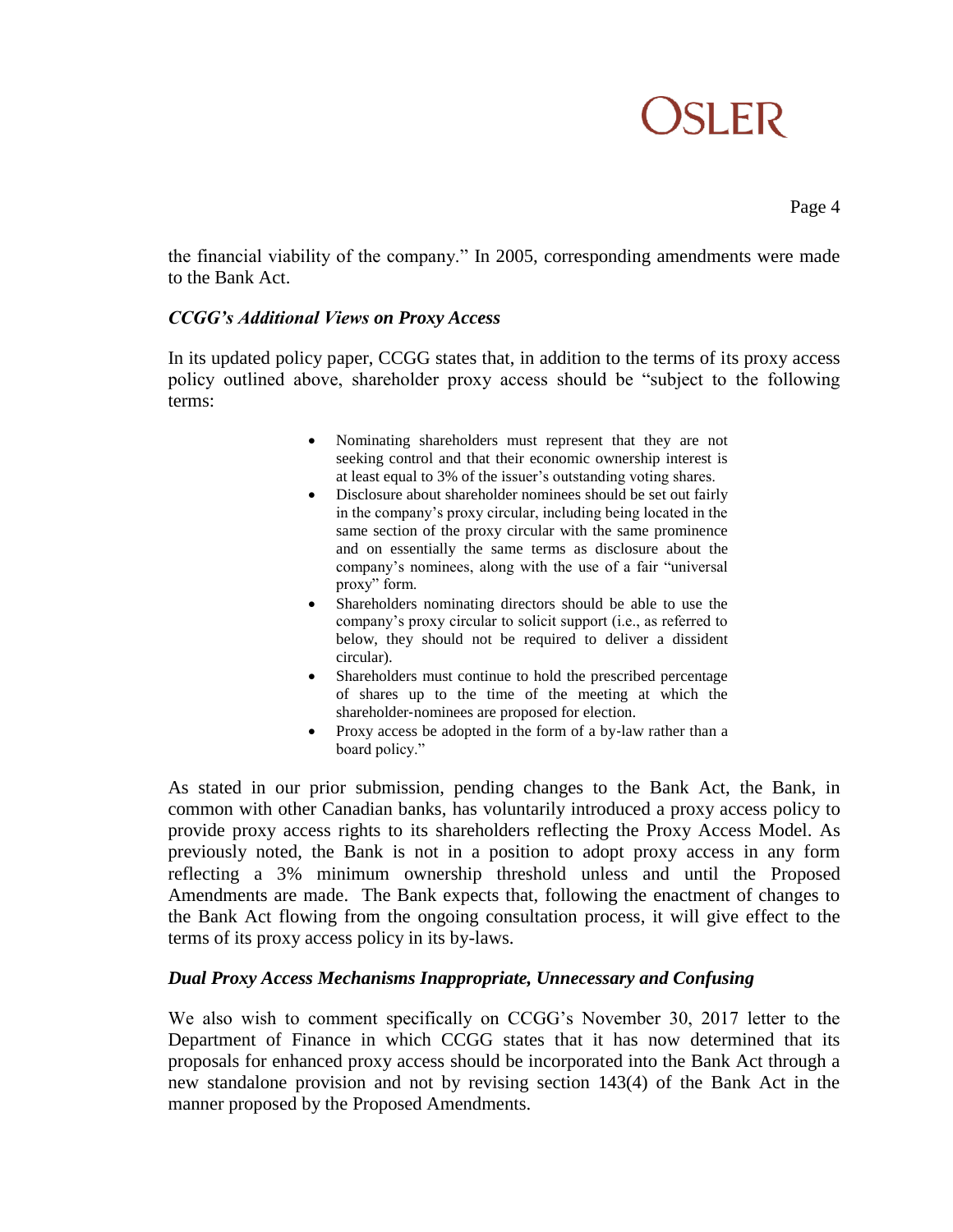the financial viability of the company." In 2005, corresponding amendments were made to the Bank Act.

### *CCGG's Additional Views on Proxy Access*

In its updated policy paper, CCGG states that, in addition to the terms of its proxy access policy outlined above, shareholder proxy access should be "subject to the following terms:

> - Nominating shareholders must represent that they are not seeking control and that their economic ownership interest is at least equal to 3% of the issuer's outstanding voting shares.
> - Disclosure about shareholder nominees should be set out fairly in the company's proxy circular, including being located in the same section of the proxy circular with the same prominence and on essentially the same terms as disclosure about the company's nominees, along with the use of a fair "universal proxy" form.
> - Shareholders nominating directors should be able to use the company's proxy circular to solicit support (i.e., as referred to below, they should not be required to deliver a dissident circular).
> - Shareholders must continue to hold the prescribed percentage of shares up to the time of the meeting at which the shareholder-nominees are proposed for election.
> - Proxy access be adopted in the form of a by-law rather than a board policy."

As stated in our prior submission, pending changes to the Bank Act, the Bank, in common with other Canadian banks, has voluntarily introduced a proxy access policy to provide proxy access rights to its shareholders reflecting the Proxy Access Model. As previously noted, the Bank is not in a position to adopt proxy access in any form reflecting a 3% minimum ownership threshold unless and until the Proposed Amendments are made. The Bank expects that, following the enactment of changes to the Bank Act flowing from the ongoing consultation process, it will give effect to the terms of its proxy access policy in its by-laws.

### *Dual Proxy Access Mechanisms Inappropriate, Unnecessary and Confusing*

We also wish to comment specifically on CCGG's November 30, 2017 letter to the Department of Finance in which CCGG states that it has now determined that its proposals for enhanced proxy access should be incorporated into the Bank Act through a new standalone provision and not by revising section 143(4) of the Bank Act in the manner proposed by the Proposed Amendments.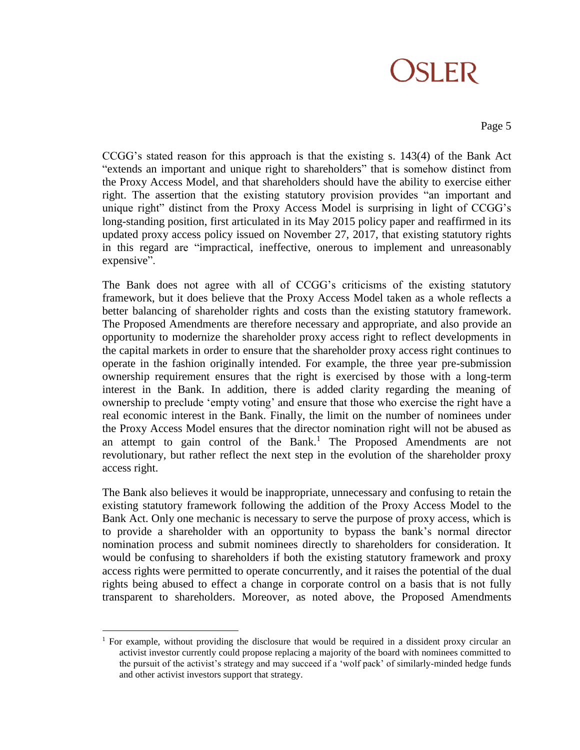CCGG's stated reason for this approach is that the existing s. 143(4) of the Bank Act "extends an important and unique right to shareholders" that is somehow distinct from the Proxy Access Model, and that shareholders should have the ability to exercise either right. The assertion that the existing statutory provision provides "an important and unique right" distinct from the Proxy Access Model is surprising in light of CCGG's long-standing position, first articulated in its May 2015 policy paper and reaffirmed in its updated proxy access policy issued on November 27, 2017, that existing statutory rights in this regard are "impractical, ineffective, onerous to implement and unreasonably expensive".

The Bank does not agree with all of CCGG's criticisms of the existing statutory framework, but it does believe that the Proxy Access Model taken as a whole reflects a better balancing of shareholder rights and costs than the existing statutory framework. The Proposed Amendments are therefore necessary and appropriate, and also provide an opportunity to modernize the shareholder proxy access right to reflect developments in the capital markets in order to ensure that the shareholder proxy access right continues to operate in the fashion originally intended. For example, the three year pre-submission ownership requirement ensures that the right is exercised by those with a long-term interest in the Bank. In addition, there is added clarity regarding the meaning of ownership to preclude 'empty voting' and ensure that those who exercise the right have a real economic interest in the Bank. Finally, the limit on the number of nominees under the Proxy Access Model ensures that the director nomination right will not be abused as an attempt to gain control of the Bank.[1] The Proposed Amendments are not revolutionary, but rather reflect the next step in the evolution of the shareholder proxy access right.

The Bank also believes it would be inappropriate, unnecessary and confusing to retain the existing statutory framework following the addition of the Proxy Access Model to the Bank Act. Only one mechanic is necessary to serve the purpose of proxy access, which is to provide a shareholder with an opportunity to bypass the bank's normal director nomination process and submit nominees directly to shareholders for consideration. It would be confusing to shareholders if both the existing statutory framework and proxy access rights were permitted to operate concurrently, and it raises the potential of the dual rights being abused to effect a change in corporate control on a basis that is not fully transparent to shareholders. Moreover, as noted above, the Proposed Amendments

---

[1] For example, without providing the disclosure that would be required in a dissident proxy circular an activist investor currently could propose replacing a majority of the board with nominees committed to the pursuit of the activist's strategy and may succeed if a 'wolf pack' of similarly-minded hedge funds and other activist investors support that strategy.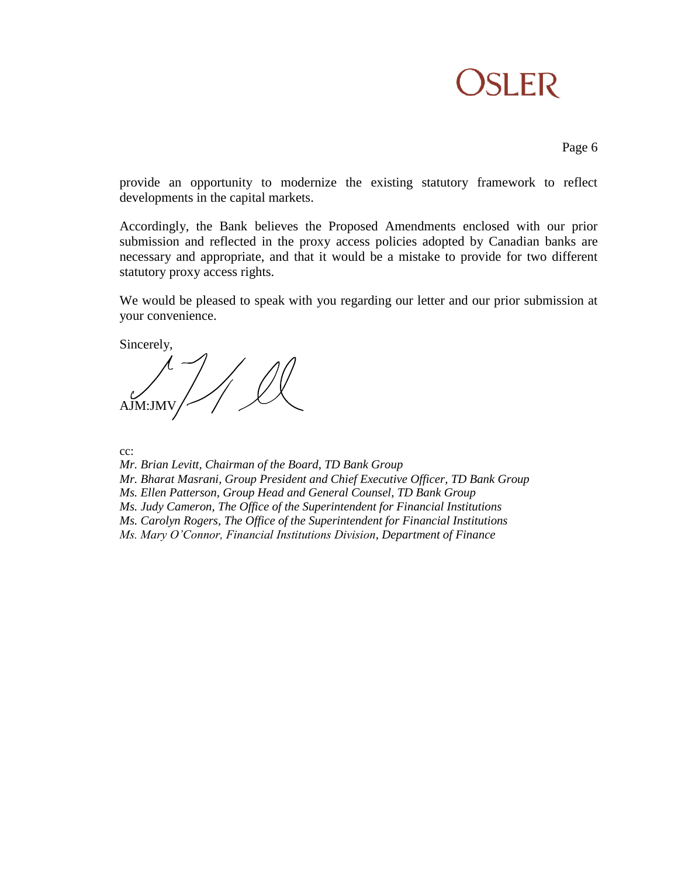provide an opportunity to modernize the existing statutory framework to reflect developments in the capital markets.

Accordingly, the Bank believes the Proposed Amendments enclosed with our prior submission and reflected in the proxy access policies adopted by Canadian banks are necessary and appropriate, and that it would be a mistake to provide for two different statutory proxy access rights.

We would be pleased to speak with you regarding our letter and our prior submission at your convenience.

Sincerely,

AJM:JMV

cc:

*Mr. Brian Levitt, Chairman of the Board, TD Bank Group*
*Mr. Bharat Masrani, Group President and Chief Executive Officer, TD Bank Group*
*Ms. Ellen Patterson, Group Head and General Counsel, TD Bank Group*
*Ms. Judy Cameron, The Office of the Superintendent for Financial Institutions*
*Ms. Carolyn Rogers, The Office of the Superintendent for Financial Institutions*
*Ms. Mary O'Connor, Financial Institutions Division, Department of Finance*